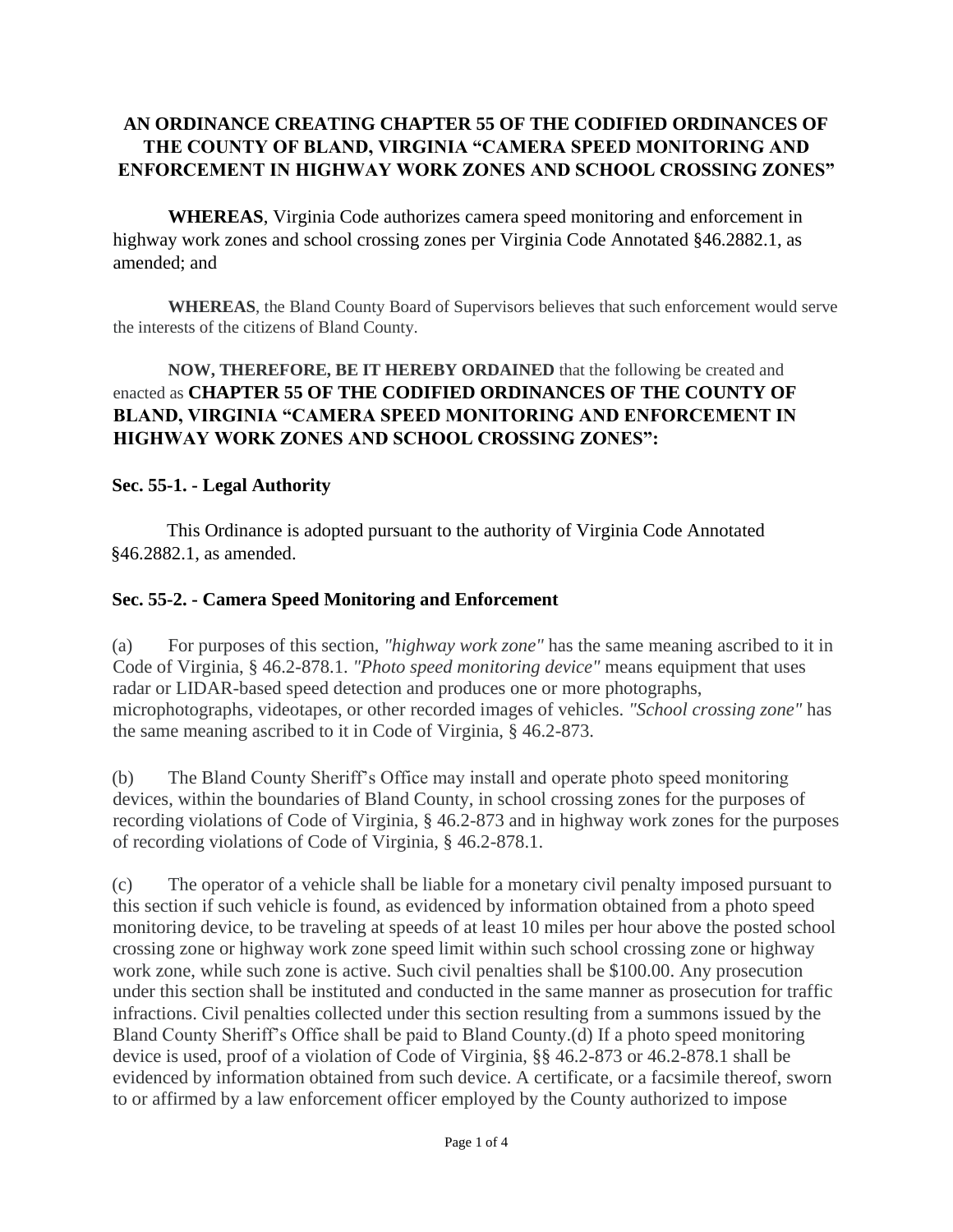# AN ORDINANCE CREATING CHAPTER 55 OF THE CODIFIED ORDINANCES OF THE COUNTY OF BLAND, VIRGINIA "CAMERA SPEED MONITORING AND ENFORCEMENT IN HIGHWAY WORK ZONES AND SCHOOL CROSSING ZONES"

**WHEREAS**, Virginia Code authorizes camera speed monitoring and enforcement in highway work zones and school crossing zones per Virginia Code Annotated §46.2882.1, as amended; and

**WHEREAS**, the Bland County Board of Supervisors believes that such enforcement would serve the interests of the citizens of Bland County.

**NOW, THEREFORE, BE IT HEREBY ORDAINED** that the following be created and enacted as **CHAPTER 55 OF THE CODIFIED ORDINANCES OF THE COUNTY OF BLAND, VIRGINIA "CAMERA SPEED MONITORING AND ENFORCEMENT IN HIGHWAY WORK ZONES AND SCHOOL CROSSING ZONES":**

## Sec. 55-1. - Legal Authority

This Ordinance is adopted pursuant to the authority of Virginia Code Annotated §46.2882.1, as amended.

## Sec. 55-2. - Camera Speed Monitoring and Enforcement

(a) For purposes of this section, *"highway work zone"* has the same meaning ascribed to it in Code of Virginia, § 46.2-878.1. *"Photo speed monitoring device"* means equipment that uses radar or LIDAR-based speed detection and produces one or more photographs, microphotographs, videotapes, or other recorded images of vehicles. *"School crossing zone"* has the same meaning ascribed to it in Code of Virginia, § 46.2-873.

(b) The Bland County Sheriff's Office may install and operate photo speed monitoring devices, within the boundaries of Bland County, in school crossing zones for the purposes of recording violations of Code of Virginia, § 46.2-873 and in highway work zones for the purposes of recording violations of Code of Virginia, § 46.2-878.1.

(c) The operator of a vehicle shall be liable for a monetary civil penalty imposed pursuant to this section if such vehicle is found, as evidenced by information obtained from a photo speed monitoring device, to be traveling at speeds of at least 10 miles per hour above the posted school crossing zone or highway work zone speed limit within such school crossing zone or highway work zone, while such zone is active. Such civil penalties shall be $100.00. Any prosecution under this section shall be instituted and conducted in the same manner as prosecution for traffic infractions. Civil penalties collected under this section resulting from a summons issued by the Bland County Sheriff's Office shall be paid to Bland County.(d) If a photo speed monitoring device is used, proof of a violation of Code of Virginia, §§ 46.2-873 or 46.2-878.1 shall be evidenced by information obtained from such device. A certificate, or a facsimile thereof, sworn to or affirmed by a law enforcement officer employed by the County authorized to impose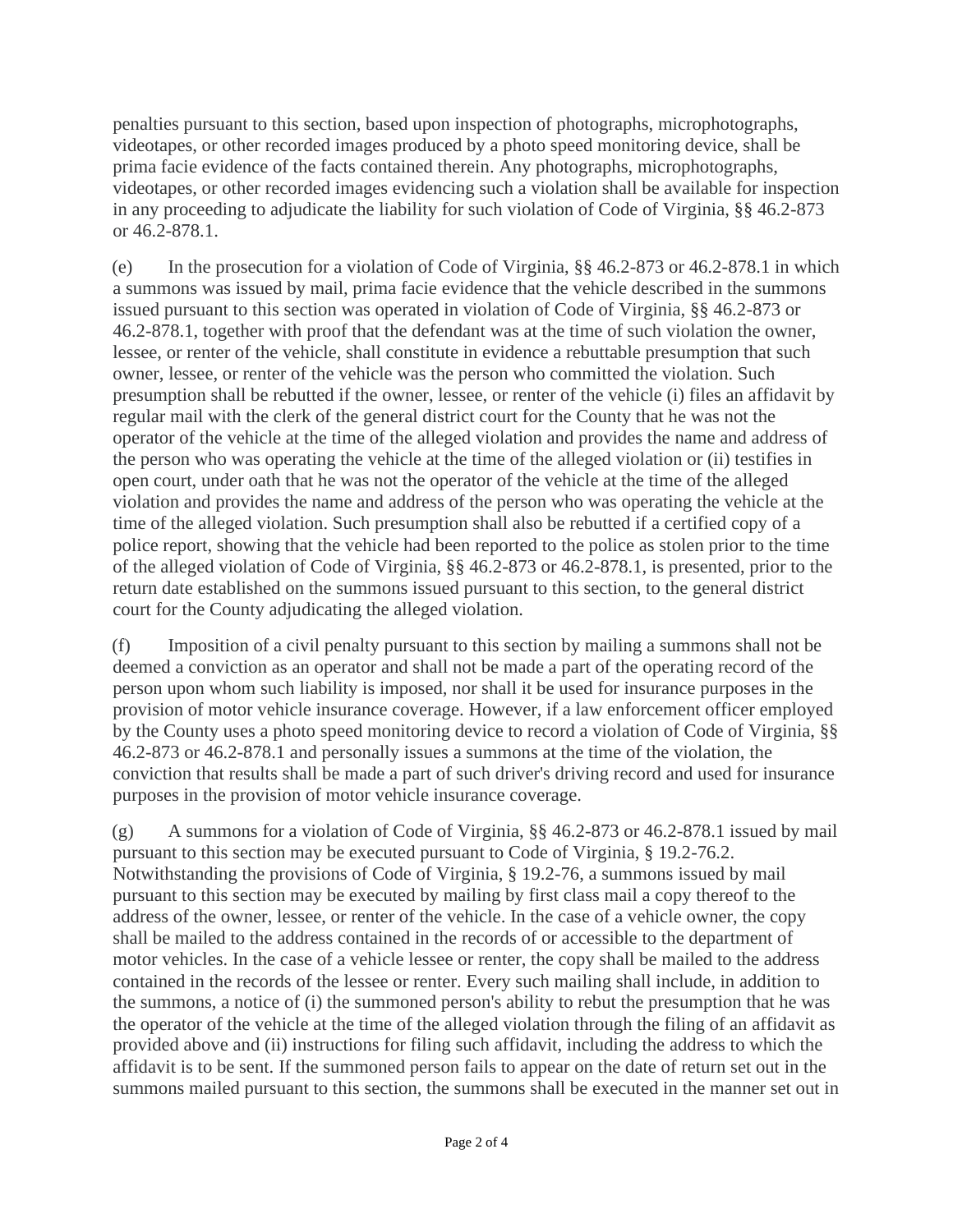penalties pursuant to this section, based upon inspection of photographs, microphotographs, videotapes, or other recorded images produced by a photo speed monitoring device, shall be prima facie evidence of the facts contained therein. Any photographs, microphotographs, videotapes, or other recorded images evidencing such a violation shall be available for inspection in any proceeding to adjudicate the liability for such violation of Code of Virginia, §§ 46.2-873 or 46.2-878.1.

(e) In the prosecution for a violation of Code of Virginia, §§ 46.2-873 or 46.2-878.1 in which a summons was issued by mail, prima facie evidence that the vehicle described in the summons issued pursuant to this section was operated in violation of Code of Virginia, §§ 46.2-873 or 46.2-878.1, together with proof that the defendant was at the time of such violation the owner, lessee, or renter of the vehicle, shall constitute in evidence a rebuttable presumption that such owner, lessee, or renter of the vehicle was the person who committed the violation. Such presumption shall be rebutted if the owner, lessee, or renter of the vehicle (i) files an affidavit by regular mail with the clerk of the general district court for the County that he was not the operator of the vehicle at the time of the alleged violation and provides the name and address of the person who was operating the vehicle at the time of the alleged violation or (ii) testifies in open court, under oath that he was not the operator of the vehicle at the time of the alleged violation and provides the name and address of the person who was operating the vehicle at the time of the alleged violation. Such presumption shall also be rebutted if a certified copy of a police report, showing that the vehicle had been reported to the police as stolen prior to the time of the alleged violation of Code of Virginia, §§ 46.2-873 or 46.2-878.1, is presented, prior to the return date established on the summons issued pursuant to this section, to the general district court for the County adjudicating the alleged violation.

(f) Imposition of a civil penalty pursuant to this section by mailing a summons shall not be deemed a conviction as an operator and shall not be made a part of the operating record of the person upon whom such liability is imposed, nor shall it be used for insurance purposes in the provision of motor vehicle insurance coverage. However, if a law enforcement officer employed by the County uses a photo speed monitoring device to record a violation of Code of Virginia, §§ 46.2-873 or 46.2-878.1 and personally issues a summons at the time of the violation, the conviction that results shall be made a part of such driver's driving record and used for insurance purposes in the provision of motor vehicle insurance coverage.

(g) A summons for a violation of Code of Virginia, §§ 46.2-873 or 46.2-878.1 issued by mail pursuant to this section may be executed pursuant to Code of Virginia, § 19.2-76.2. Notwithstanding the provisions of Code of Virginia, § 19.2-76, a summons issued by mail pursuant to this section may be executed by mailing by first class mail a copy thereof to the address of the owner, lessee, or renter of the vehicle. In the case of a vehicle owner, the copy shall be mailed to the address contained in the records of or accessible to the department of motor vehicles. In the case of a vehicle lessee or renter, the copy shall be mailed to the address contained in the records of the lessee or renter. Every such mailing shall include, in addition to the summons, a notice of (i) the summoned person's ability to rebut the presumption that he was the operator of the vehicle at the time of the alleged violation through the filing of an affidavit as provided above and (ii) instructions for filing such affidavit, including the address to which the affidavit is to be sent. If the summoned person fails to appear on the date of return set out in the summons mailed pursuant to this section, the summons shall be executed in the manner set out in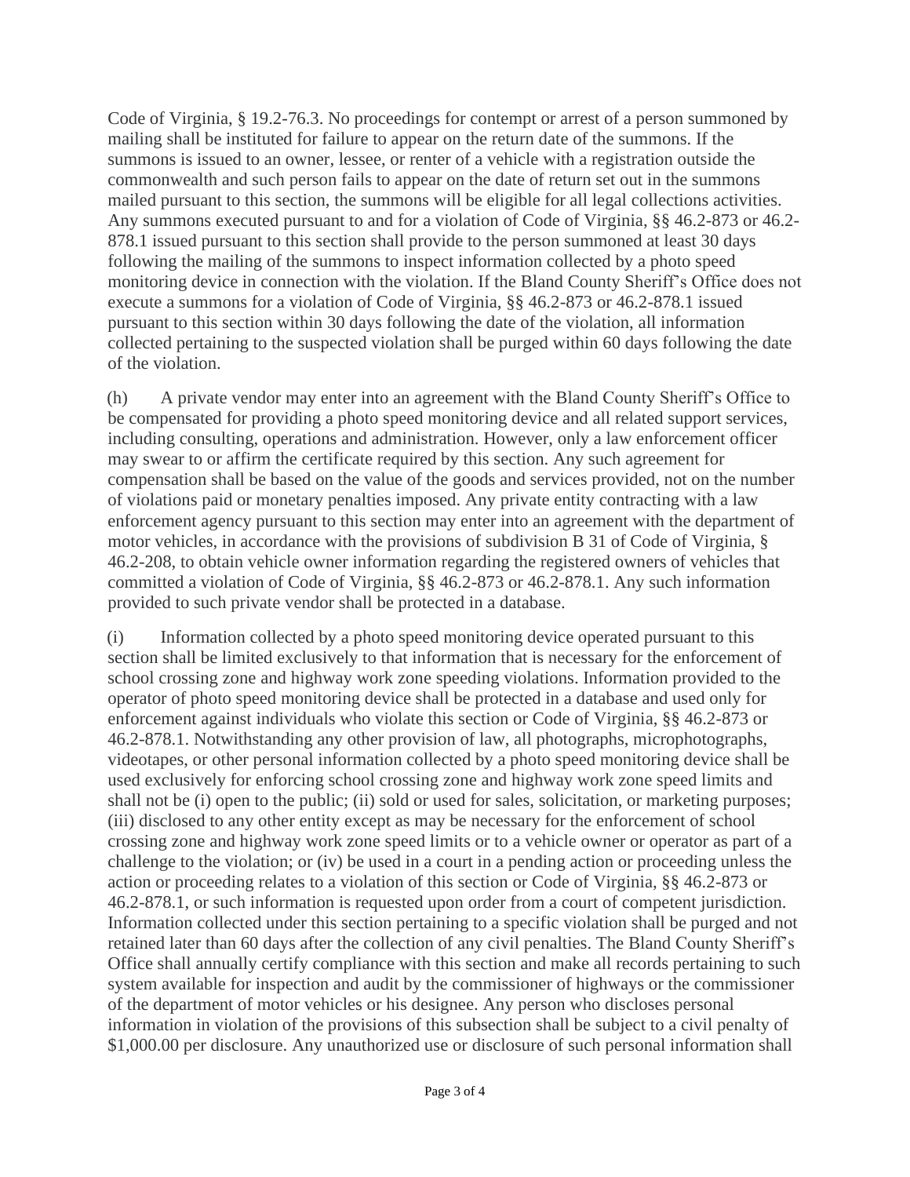Code of Virginia, § 19.2-76.3. No proceedings for contempt or arrest of a person summoned by mailing shall be instituted for failure to appear on the return date of the summons. If the summons is issued to an owner, lessee, or renter of a vehicle with a registration outside the commonwealth and such person fails to appear on the date of return set out in the summons mailed pursuant to this section, the summons will be eligible for all legal collections activities. Any summons executed pursuant to and for a violation of Code of Virginia, §§ 46.2-873 or 46.2-878.1 issued pursuant to this section shall provide to the person summoned at least 30 days following the mailing of the summons to inspect information collected by a photo speed monitoring device in connection with the violation. If the Bland County Sheriff's Office does not execute a summons for a violation of Code of Virginia, §§ 46.2-873 or 46.2-878.1 issued pursuant to this section within 30 days following the date of the violation, all information collected pertaining to the suspected violation shall be purged within 60 days following the date of the violation.

(h) A private vendor may enter into an agreement with the Bland County Sheriff's Office to be compensated for providing a photo speed monitoring device and all related support services, including consulting, operations and administration. However, only a law enforcement officer may swear to or affirm the certificate required by this section. Any such agreement for compensation shall be based on the value of the goods and services provided, not on the number of violations paid or monetary penalties imposed. Any private entity contracting with a law enforcement agency pursuant to this section may enter into an agreement with the department of motor vehicles, in accordance with the provisions of subdivision B 31 of Code of Virginia, § 46.2-208, to obtain vehicle owner information regarding the registered owners of vehicles that committed a violation of Code of Virginia, §§ 46.2-873 or 46.2-878.1. Any such information provided to such private vendor shall be protected in a database.

(i) Information collected by a photo speed monitoring device operated pursuant to this section shall be limited exclusively to that information that is necessary for the enforcement of school crossing zone and highway work zone speeding violations. Information provided to the operator of photo speed monitoring device shall be protected in a database and used only for enforcement against individuals who violate this section or Code of Virginia, §§ 46.2-873 or 46.2-878.1. Notwithstanding any other provision of law, all photographs, microphotographs, videotapes, or other personal information collected by a photo speed monitoring device shall be used exclusively for enforcing school crossing zone and highway work zone speed limits and shall not be (i) open to the public; (ii) sold or used for sales, solicitation, or marketing purposes; (iii) disclosed to any other entity except as may be necessary for the enforcement of school crossing zone and highway work zone speed limits or to a vehicle owner or operator as part of a challenge to the violation; or (iv) be used in a court in a pending action or proceeding unless the action or proceeding relates to a violation of this section or Code of Virginia, §§ 46.2-873 or 46.2-878.1, or such information is requested upon order from a court of competent jurisdiction. Information collected under this section pertaining to a specific violation shall be purged and not retained later than 60 days after the collection of any civil penalties. The Bland County Sheriff's Office shall annually certify compliance with this section and make all records pertaining to such system available for inspection and audit by the commissioner of highways or the commissioner of the department of motor vehicles or his designee. Any person who discloses personal information in violation of the provisions of this subsection shall be subject to a civil penalty of $1,000.00 per disclosure. Any unauthorized use or disclosure of such personal information shall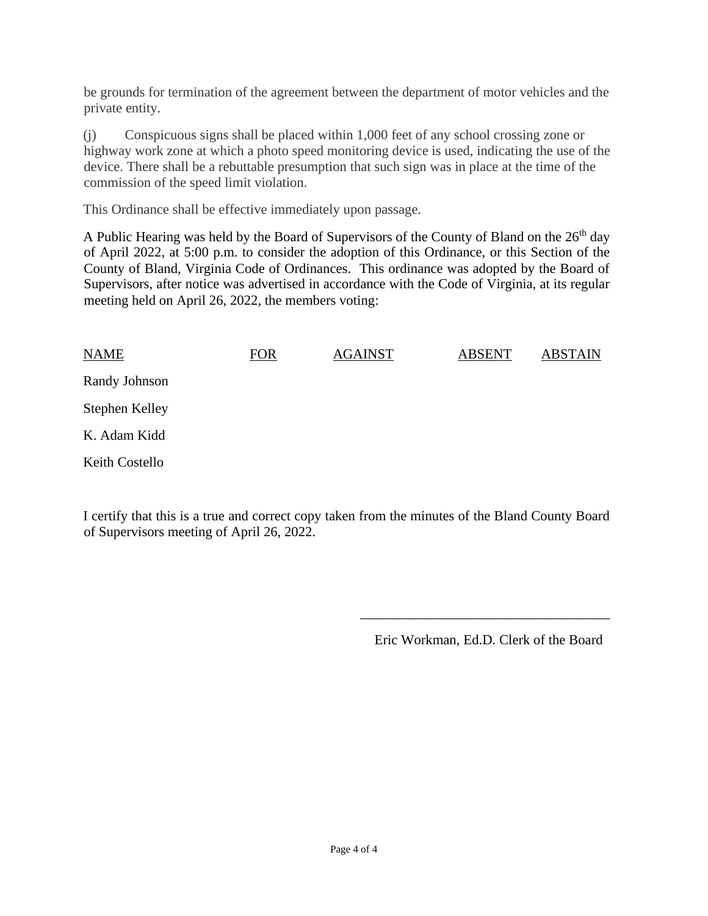be grounds for termination of the agreement between the department of motor vehicles and the private entity.

(j) Conspicuous signs shall be placed within 1,000 feet of any school crossing zone or highway work zone at which a photo speed monitoring device is used, indicating the use of the device. There shall be a rebuttable presumption that such sign was in place at the time of the commission of the speed limit violation.

This Ordinance shall be effective immediately upon passage.

A Public Hearing was held by the Board of Supervisors of the County of Bland on the 26th day of April 2022, at 5:00 p.m. to consider the adoption of this Ordinance, or this Section of the County of Bland, Virginia Code of Ordinances. This ordinance was adopted by the Board of Supervisors, after notice was advertised in accordance with the Code of Virginia, at its regular meeting held on April 26, 2022, the members voting:

| NAME | FOR | AGAINST | ABSENT | ABSTAIN |
|---|---|---|---|---|
| Randy Johnson | | | | |
| Stephen Kelley | | | | |
| K. Adam Kidd | | | | |
| Keith Costello | | | | |

I certify that this is a true and correct copy taken from the minutes of the Bland County Board of Supervisors meeting of April 26, 2022.

\_\_\_\_\_\_\_\_\_\_\_\_\_\_\_\_\_\_\_\_\_\_\_\_\_\_\_\_\_\_\_\_\_\_\_\_

Eric Workman, Ed.D. Clerk of the Board